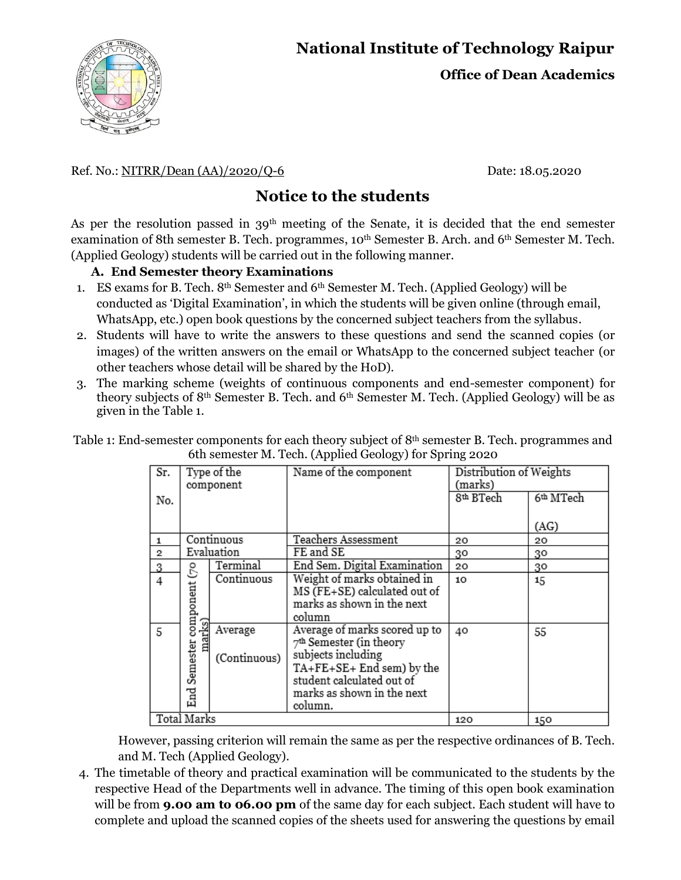# National Institute of Technology Raipur

**Office of Dean Academics**

Ref. No.: NITRR/Dean (AA)/2020/Q-6 Date: 18.05.2020

## Notice to the students

As per the resolution passed in 39th meeting of the Senate, it is decided that the end semester examination of 8th semester B. Tech. programmes, 10th Semester B. Arch. and 6th Semester M. Tech. (Applied Geology) students will be carried out in the following manner.

**A. End Semester theory Examinations**

1. ES exams for B. Tech. 8th Semester and 6th Semester M. Tech. (Applied Geology) will be conducted as 'Digital Examination', in which the students will be given online (through email, WhatsApp, etc.) open book questions by the concerned subject teachers from the syllabus.
2. Students will have to write the answers to these questions and send the scanned copies (or images) of the written answers on the email or WhatsApp to the concerned subject teacher (or other teachers whose detail will be shared by the HoD).
3. The marking scheme (weights of continuous components and end-semester component) for theory subjects of 8th Semester B. Tech. and 6th Semester M. Tech. (Applied Geology) will be as given in the Table 1.

Table 1: End-semester components for each theory subject of 8th semester B. Tech. programmes and 6th semester M. Tech. (Applied Geology) for Spring 2020

| Sr. No. | Type of the component | | Name of the component | Distribution of Weights (marks) | |
|---|---|---|---|---|---|
| | | | | 8th BTech | 6th MTech (AG) |
| 1 | Continuous Evaluation | | Teachers Assessment | 20 | 20 |
| 2 | | | FE and SE | 30 | 30 |
| 3 | End Semester component (70 marks) | Terminal | End Sem. Digital Examination | 20 | 30 |
| 4 | | Continuous | Weight of marks obtained in MS (FE+SE) calculated out of marks as shown in the next column | 10 | 15 |
| 5 | | Average (Continuous) | Average of marks scored up to 7th Semester (in theory subjects including TA+FE+SE+ End sem) by the student calculated out of marks as shown in the next column. | 40 | 55 |
| Total Marks | | | | 120 | 150 |

However, passing criterion will remain the same as per the respective ordinances of B. Tech. and M. Tech (Applied Geology).

4. The timetable of theory and practical examination will be communicated to the students by the respective Head of the Departments well in advance. The timing of this open book examination will be from **9.00 am to 06.00 pm** of the same day for each subject. Each student will have to complete and upload the scanned copies of the sheets used for answering the questions by email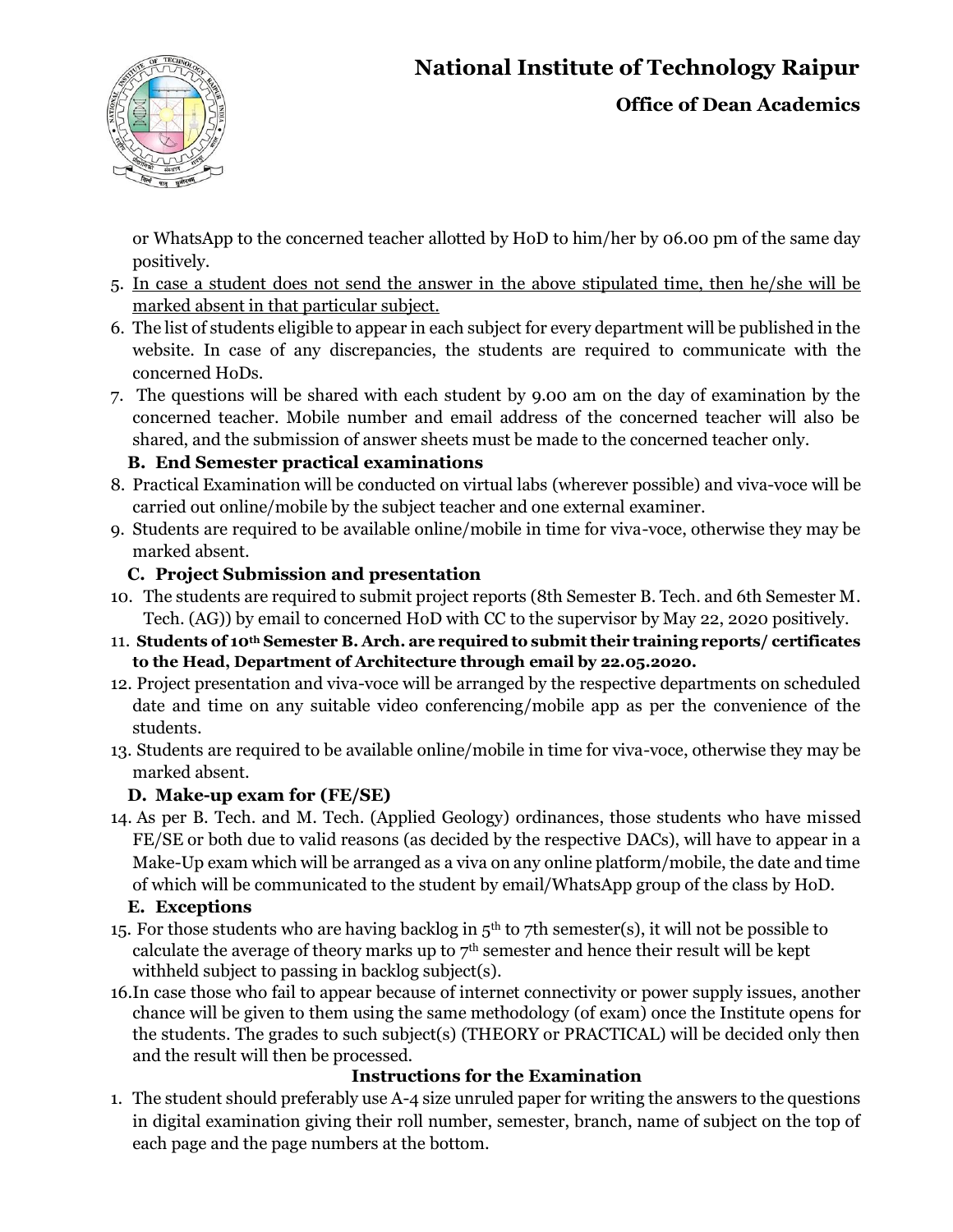or WhatsApp to the concerned teacher allotted by HoD to him/her by 06.00 pm of the same day positively.

5. In case a student does not send the answer in the above stipulated time, then he/she will be marked absent in that particular subject.
6. The list of students eligible to appear in each subject for every department will be published in the website. In case of any discrepancies, the students are required to communicate with the concerned HoDs.
7. The questions will be shared with each student by 9.00 am on the day of examination by the concerned teacher. Mobile number and email address of the concerned teacher will also be shared, and the submission of answer sheets must be made to the concerned teacher only.

**B. End Semester practical examinations**

8. Practical Examination will be conducted on virtual labs (wherever possible) and viva-voce will be carried out online/mobile by the subject teacher and one external examiner.
9. Students are required to be available online/mobile in time for viva-voce, otherwise they may be marked absent.

**C. Project Submission and presentation**

10. The students are required to submit project reports (8th Semester B. Tech. and 6th Semester M. Tech. (AG)) by email to concerned HoD with CC to the supervisor by May 22, 2020 positively.
11. **Students of 10th Semester B. Arch. are required to submit their training reports/ certificates to the Head, Department of Architecture through email by 22.05.2020.**
12. Project presentation and viva-voce will be arranged by the respective departments on scheduled date and time on any suitable video conferencing/mobile app as per the convenience of the students.
13. Students are required to be available online/mobile in time for viva-voce, otherwise they may be marked absent.

**D. Make-up exam for (FE/SE)**

14. As per B. Tech. and M. Tech. (Applied Geology) ordinances, those students who have missed FE/SE or both due to valid reasons (as decided by the respective DACs), will have to appear in a Make-Up exam which will be arranged as a viva on any online platform/mobile, the date and time of which will be communicated to the student by email/WhatsApp group of the class by HoD.

**E. Exceptions**

15. For those students who are having backlog in 5th to 7th semester(s), it will not be possible to calculate the average of theory marks up to 7th semester and hence their result will be kept withheld subject to passing in backlog subject(s).
16. In case those who fail to appear because of internet connectivity or power supply issues, another chance will be given to them using the same methodology (of exam) once the Institute opens for the students. The grades to such subject(s) (THEORY or PRACTICAL) will be decided only then and the result will then be processed.

**Instructions for the Examination**

1. The student should preferably use A-4 size unruled paper for writing the answers to the questions in digital examination giving their roll number, semester, branch, name of subject on the top of each page and the page numbers at the bottom.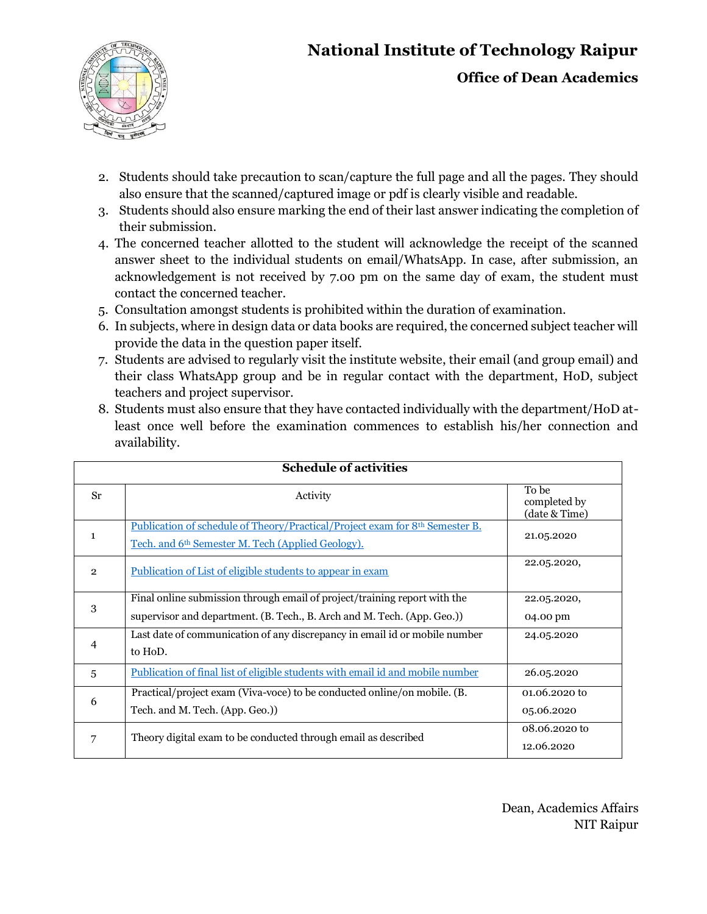# National Institute of Technology Raipur

## Office of Dean Academics

2. Students should take precaution to scan/capture the full page and all the pages. They should also ensure that the scanned/captured image or pdf is clearly visible and readable.
3. Students should also ensure marking the end of their last answer indicating the completion of their submission.
4. The concerned teacher allotted to the student will acknowledge the receipt of the scanned answer sheet to the individual students on email/WhatsApp. In case, after submission, an acknowledgement is not received by 7.00 pm on the same day of exam, the student must contact the concerned teacher.
5. Consultation amongst students is prohibited within the duration of examination.
6. In subjects, where in design data or data books are required, the concerned subject teacher will provide the data in the question paper itself.
7. Students are advised to regularly visit the institute website, their email (and group email) and their class WhatsApp group and be in regular contact with the department, HoD, subject teachers and project supervisor.
8. Students must also ensure that they have contacted individually with the department/HoD at-least once well before the examination commences to establish his/her connection and availability.

| Schedule of activities | | |
|---|---|---|
| Sr | Activity | To be completed by (date & Time) |
| 1 | Publication of schedule of Theory/Practical/Project exam for 8th Semester B. Tech. and 6th Semester M. Tech (Applied Geology). | 21.05.2020 |
| 2 | Publication of List of eligible students to appear in exam | 22.05.2020, |
| 3 | Final online submission through email of project/training report with the supervisor and department. (B. Tech., B. Arch and M. Tech. (App. Geo.)) | 22.05.2020, 04.00 pm |
| 4 | Last date of communication of any discrepancy in email id or mobile number to HoD. | 24.05.2020 |
| 5 | Publication of final list of eligible students with email id and mobile number | 26.05.2020 |
| 6 | Practical/project exam (Viva-voce) to be conducted online/on mobile. (B. Tech. and M. Tech. (App. Geo.)) | 01.06.2020 to 05.06.2020 |
| 7 | Theory digital exam to be conducted through email as described | 08.06.2020 to 12.06.2020 |

Dean, Academics Affairs
NIT Raipur